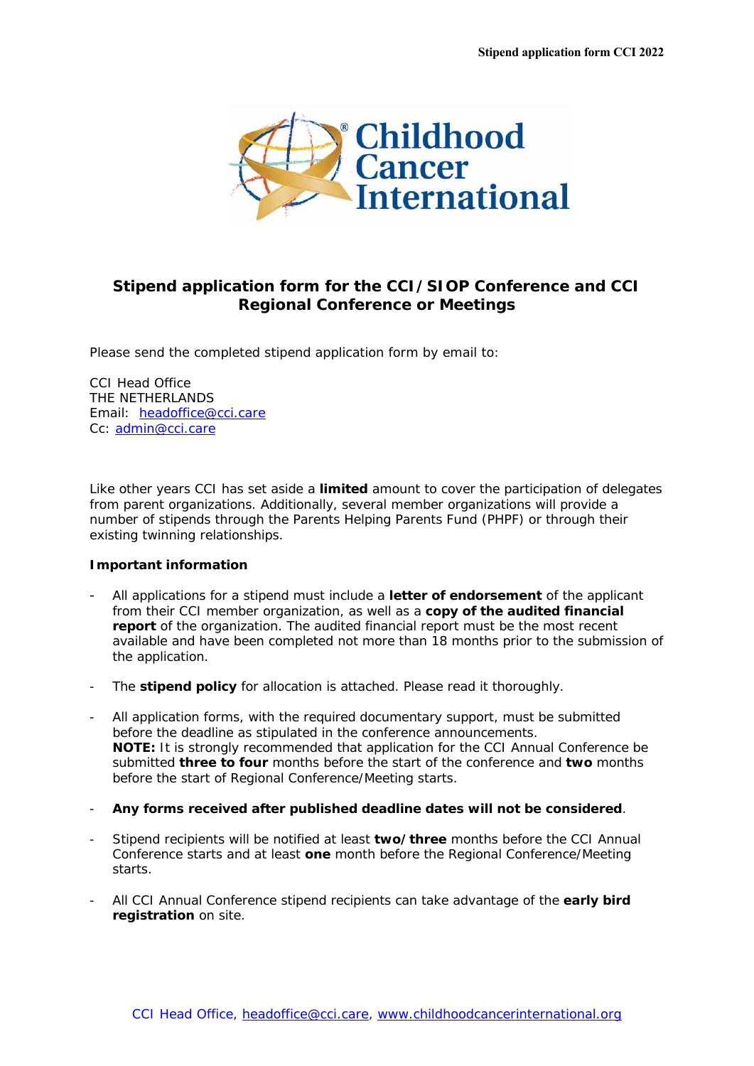# Stipend application form for the CCI/SIOP Conference and CCI Regional Conference or Meetings

Please send the completed stipend application form by email to:

CCI Head Office
THE NETHERLANDS
Email: headoffice@cci.care
Cc: admin@cci.care

Like other years CCI has set aside a **limited** amount to cover the participation of delegates from parent organizations. Additionally, several member organizations will provide a number of stipends through the Parents Helping Parents Fund (PHPF) or through their existing twinning relationships.

**Important information**

- All applications for a stipend must include a **letter of endorsement** of the applicant from their CCI member organization, as well as a **copy of the audited financial report** of the organization. The audited financial report must be the most recent available and have been completed not more than 18 months prior to the submission of the application.

- The **stipend policy** for allocation is attached. Please read it thoroughly.

- All application forms, with the required documentary support, must be submitted before the deadline as stipulated in the conference announcements.
  **NOTE:** It is strongly recommended that application for the CCI Annual Conference be submitted **three to four** months before the start of the conference and **two** months before the start of Regional Conference/Meeting starts.

- **Any forms received after published deadline dates will not be considered**.

- Stipend recipients will be notified at least **two/three** months before the CCI Annual Conference starts and at least **one** month before the Regional Conference/Meeting starts.

- All CCI Annual Conference stipend recipients can take advantage of the **early bird registration** on site.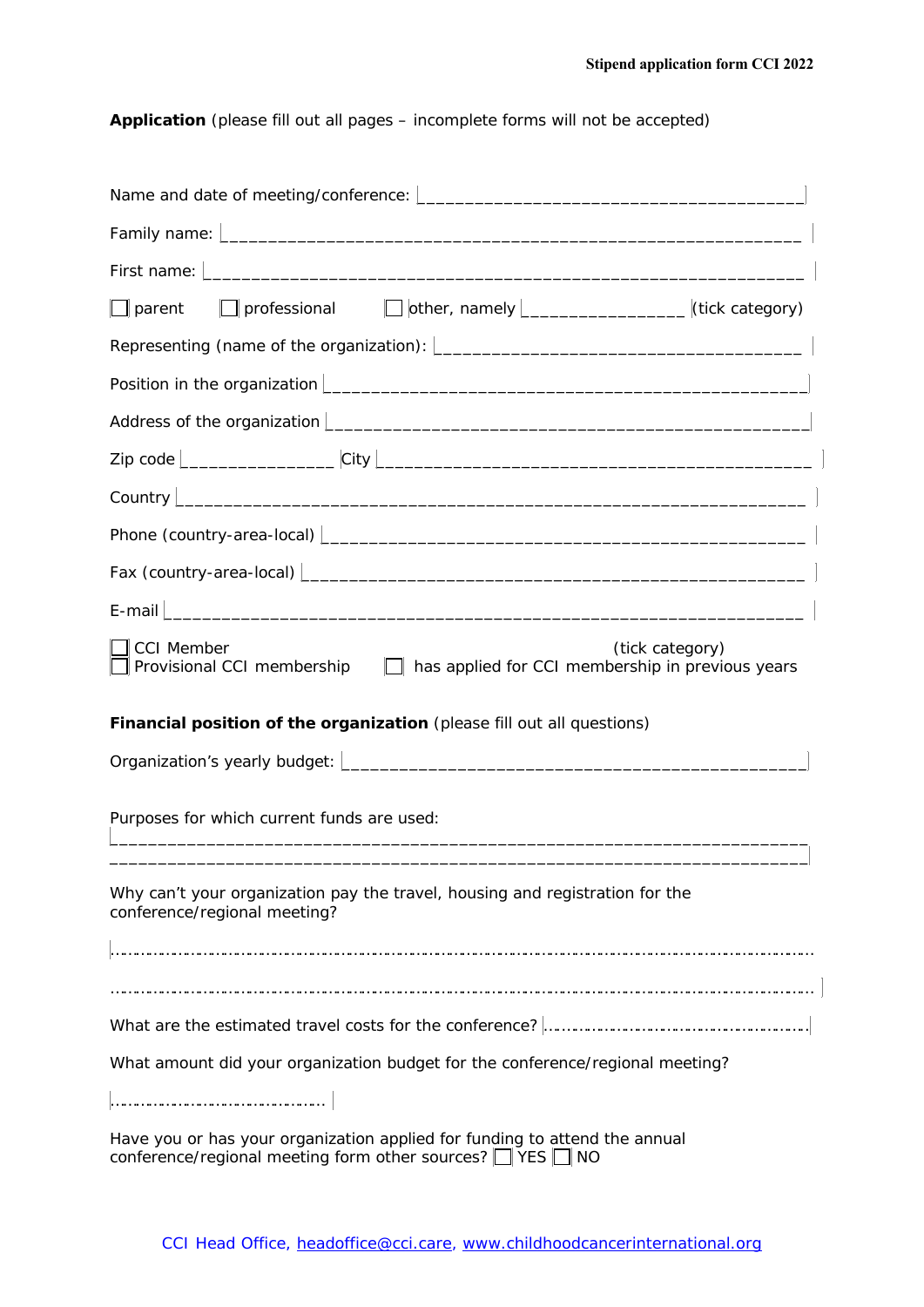**Application** (please fill out all pages – incomplete forms will not be accepted)

Name and date of meeting/conference: ________________________________________

Family name: ________________________________________________________________

First name: _________________________________________________________________

☐ parent ☐ professional ☐ other, namely ________________ (tick category)

Representing (name of the organization): ______________________________________

Position in the organization _________________________________________________

Address of the organization __________________________________________________

Zip code ________________ City ______________________________________________

Country ___________________________________________________________________

Phone (country-area-local) __________________________________________________

Fax (country-area-local) ____________________________________________________

E-mail ____________________________________________________________________

☐ CCI Member (tick category)
☐ Provisional CCI membership ☐ has applied for CCI membership in previous years

**Financial position of the organization** (please fill out all questions)

Organization's yearly budget: _________________________________________________

Purposes for which current funds are used:

___________________________________________________________________________
___________________________________________________________________________

Why can't your organization pay the travel, housing and registration for the conference/regional meeting?

...........................................................................................................................

...........................................................................................................................

What are the estimated travel costs for the conference? ..................................................

What amount did your organization budget for the conference/regional meeting?

...........................................

Have you or has your organization applied for funding to attend the annual conference/regional meeting form other sources? ☐ YES ☐ NO

CCI Head Office, headoffice@cci.care, www.childhoodcancerinternational.org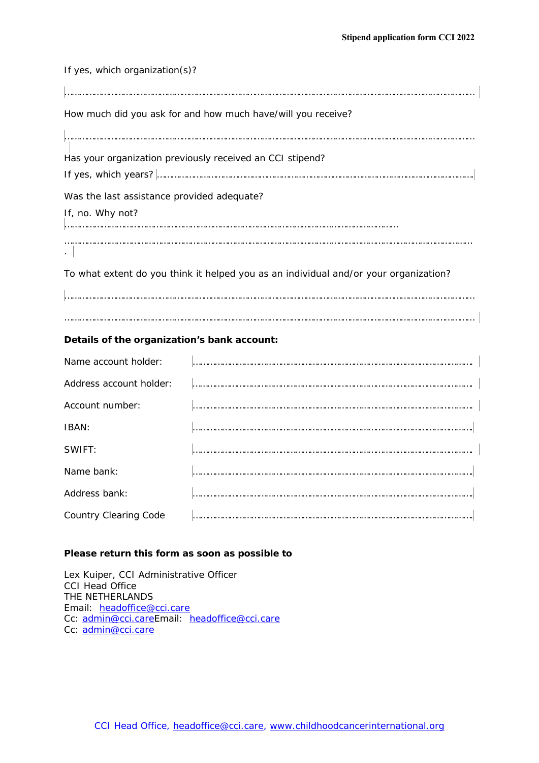If yes, which organization(s)?

……………………………………………………………………………………………………………………………

How much did you ask for and how much have/will you receive?

……………………………………………………………………………………………………………………………

Has your organization previously received an CCI stipend?

If yes, which years? ……………………………………………………………………………………………………

Was the last assistance provided adequate?

If, no. Why not?

……………………………………………………………………………………………………………

……………………………………………………………………………………………………………………………
.

To what extent do you think it helped you as an individual and/or your organization?

……………………………………………………………………………………………………………………………

……………………………………………………………………………………………………………………………

**Details of the organization's bank account:**

| | |
|---|---|
| Name account holder: | ………………………………………………………………………………… |
| Address account holder: | ………………………………………………………………………………… |
| Account number: | ………………………………………………………………………………… |
| IBAN: | ………………………………………………………………………………… |
| SWIFT: | ………………………………………………………………………………… |
| Name bank: | ………………………………………………………………………………… |
| Address bank: | ………………………………………………………………………………… |
| Country Clearing Code | ………………………………………………………………………………… |

**Please return this form as soon as possible to**

Lex Kuiper, CCI Administrative Officer
CCI Head Office
THE NETHERLANDS
Email: headoffice@cci.care
Cc: admin@cci.careEmail: headoffice@cci.care
Cc: admin@cci.care